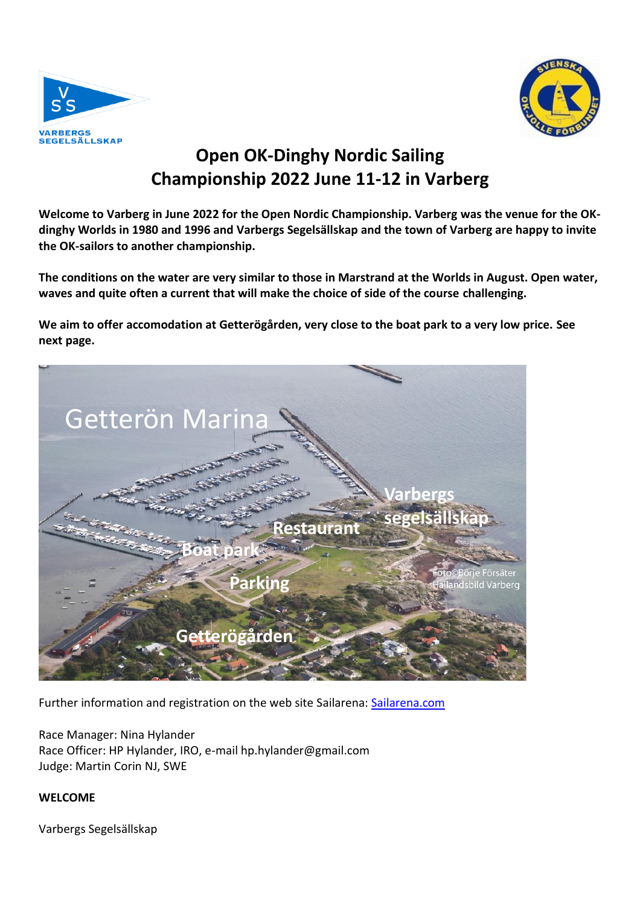# Open OK-Dinghy Nordic Sailing Championship 2022 June 11-12 in Varberg

**Welcome to Varberg in June 2022 for the Open Nordic Championship. Varberg was the venue for the OK-dinghy Worlds in 1980 and 1996 and Varbergs Segelsällskap and the town of Varberg are happy to invite the OK-sailors to another championship.**

**The conditions on the water are very similar to those in Marstrand at the Worlds in August. Open water, waves and quite often a current that will make the choice of side of the course challenging.**

**We aim to offer accomodation at Getterögården, very close to the boat park to a very low price. See next page.**

Further information and registration on the web site Sailarena: [Sailarena.com](Sailarena.com)

Race Manager: Nina Hylander
Race Officer: HP Hylander, IRO, e-mail hp.hylander@gmail.com
Judge: Martin Corin NJ, SWE

**WELCOME**

Varbergs Segelsällskap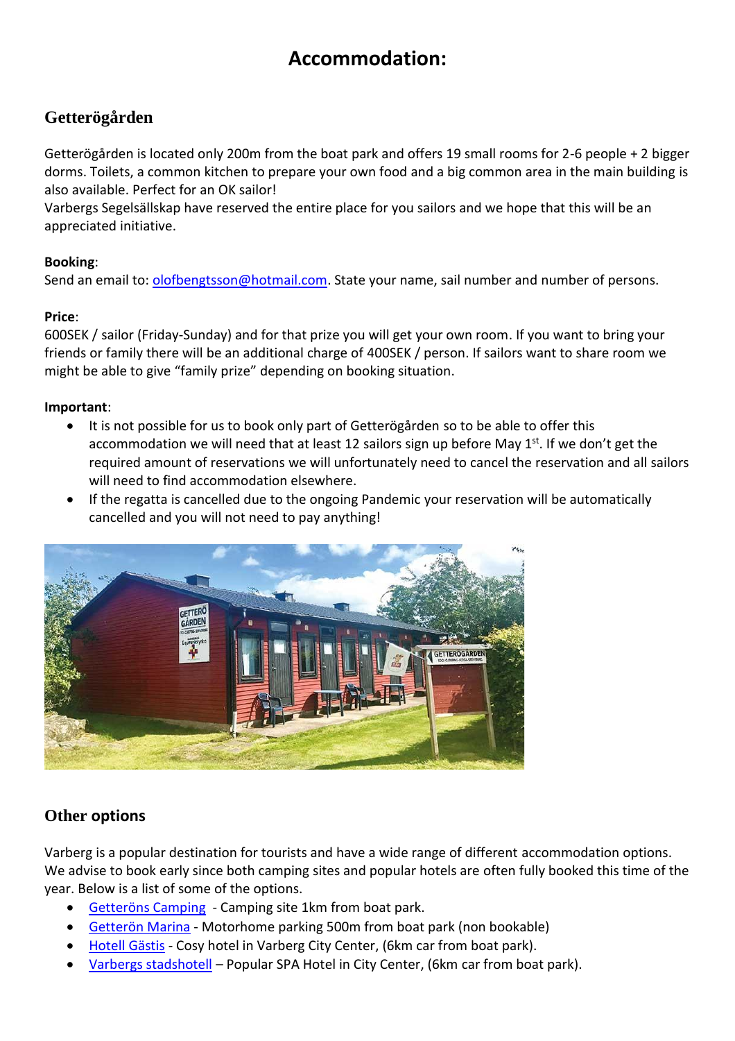# Accommodation:

## Getterögården

Getterögården is located only 200m from the boat park and offers 19 small rooms for 2-6 people + 2 bigger dorms. Toilets, a common kitchen to prepare your own food and a big common area in the main building is also available. Perfect for an OK sailor!
Varbergs Segelsällskap have reserved the entire place for you sailors and we hope that this will be an appreciated initiative.

**Booking**:
Send an email to: olofbengtsson@hotmail.com. State your name, sail number and number of persons.

**Price**:
600SEK / sailor (Friday-Sunday) and for that prize you will get your own room. If you want to bring your friends or family there will be an additional charge of 400SEK / person. If sailors want to share room we might be able to give "family prize" depending on booking situation.

**Important**:

- It is not possible for us to book only part of Getterögården so to be able to offer this accommodation we will need that at least 12 sailors sign up before May 1st. If we don't get the required amount of reservations we will unfortunately need to cancel the reservation and all sailors will need to find accommodation elsewhere.
- If the regatta is cancelled due to the ongoing Pandemic your reservation will be automatically cancelled and you will not need to pay anything!

## Other options

Varberg is a popular destination for tourists and have a wide range of different accommodation options. We advise to book early since both camping sites and popular hotels are often fully booked this time of the year. Below is a list of some of the options.

- Getteröns Camping - Camping site 1km from boat park.
- Getterön Marina - Motorhome parking 500m from boat park (non bookable)
- Hotell Gästis - Cosy hotel in Varberg City Center, (6km car from boat park).
- Varbergs stadshotell – Popular SPA Hotel in City Center, (6km car from boat park).